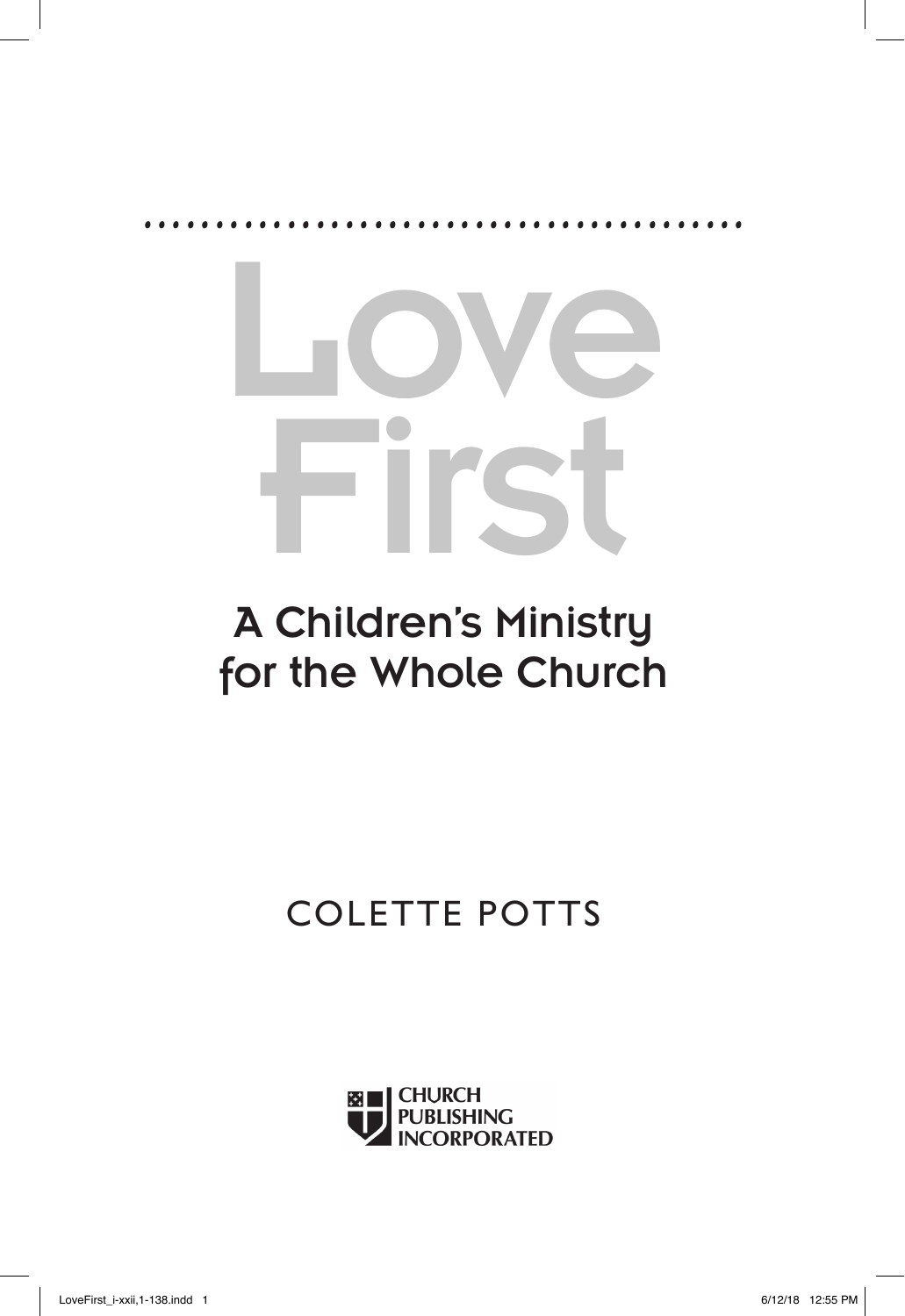# Love First

## A Children's Ministry for the Whole Church

COLETTE POTTS

CHURCH PUBLISHING INCORPORATED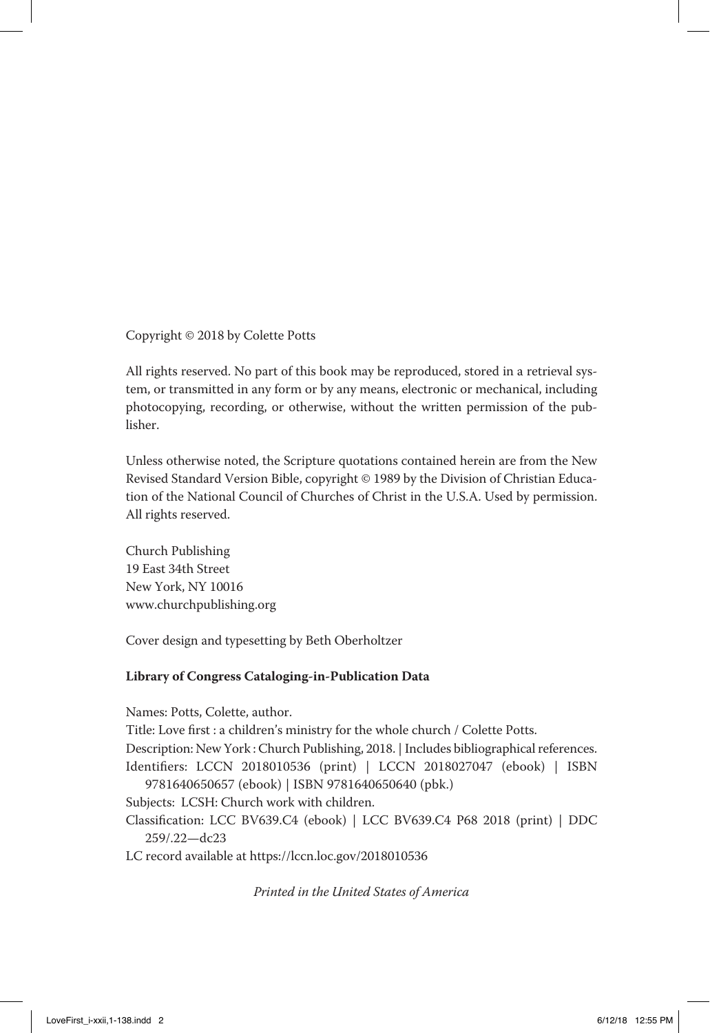Copyright © 2018 by Colette Potts

All rights reserved. No part of this book may be reproduced, stored in a retrieval system, or transmitted in any form or by any means, electronic or mechanical, including photocopying, recording, or otherwise, without the written permission of the publisher.

Unless otherwise noted, the Scripture quotations contained herein are from the New Revised Standard Version Bible, copyright © 1989 by the Division of Christian Education of the National Council of Churches of Christ in the U.S.A. Used by permission. All rights reserved.

Church Publishing  
19 East 34th Street  
New York, NY 10016  
www.churchpublishing.org

Cover design and typesetting by Beth Oberholtzer

**Library of Congress Cataloging-in-Publication Data**

Names: Potts, Colette, author.  
Title: Love first : a children's ministry for the whole church / Colette Potts.  
Description: New York : Church Publishing, 2018. | Includes bibliographical references.  
Identifiers: LCCN 2018010536 (print) | LCCN 2018027047 (ebook) | ISBN 9781640650657 (ebook) | ISBN 9781640650640 (pbk.)  
Subjects: LCSH: Church work with children.  
Classification: LCC BV639.C4 (ebook) | LCC BV639.C4 P68 2018 (print) | DDC 259/.22—dc23  
LC record available at https://lccn.loc.gov/2018010536

*Printed in the United States of America*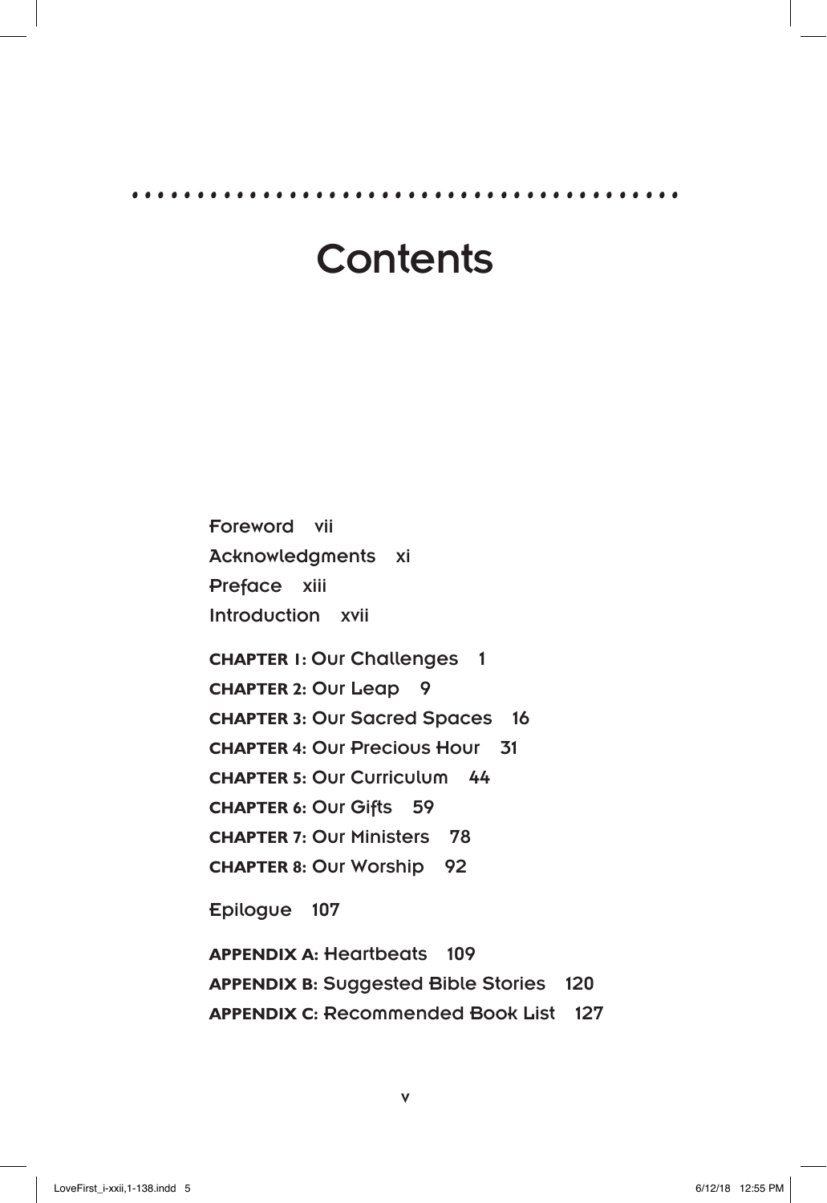# Contents

Foreword vii

Acknowledgments xi

Preface xiii

Introduction xvii

**CHAPTER 1:** Our Challenges 1

**CHAPTER 2:** Our Leap 9

**CHAPTER 3:** Our Sacred Spaces 16

**CHAPTER 4:** Our Precious Hour 31

**CHAPTER 5:** Our Curriculum 44

**CHAPTER 6:** Our Gifts 59

**CHAPTER 7:** Our Ministers 78

**CHAPTER 8:** Our Worship 92

Epilogue 107

**APPENDIX A:** Heartbeats 109

**APPENDIX B:** Suggested Bible Stories 120

**APPENDIX C:** Recommended Book List 127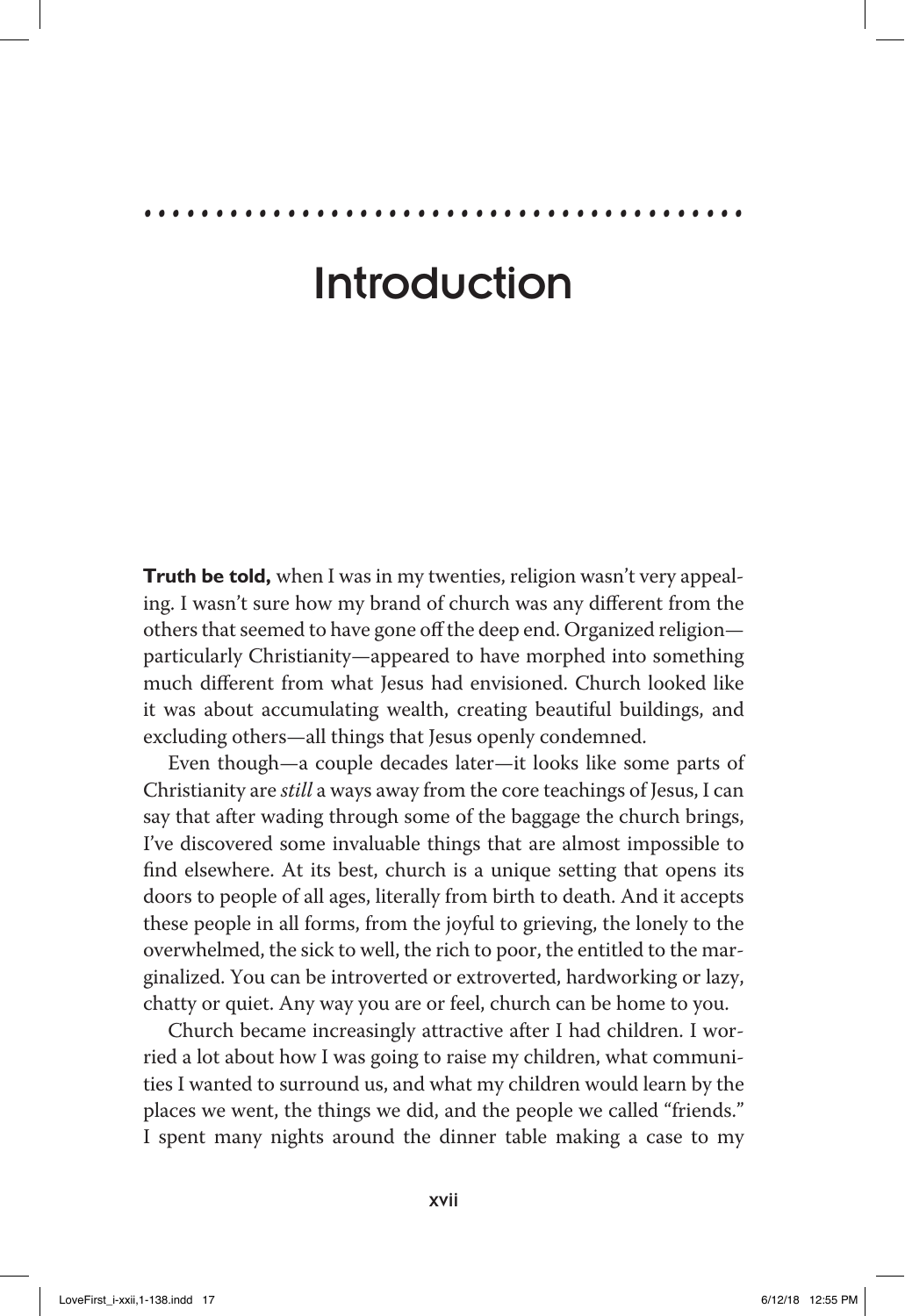# Introduction

**Truth be told,** when I was in my twenties, religion wasn't very appealing. I wasn't sure how my brand of church was any different from the others that seemed to have gone off the deep end. Organized religion—particularly Christianity—appeared to have morphed into something much different from what Jesus had envisioned. Church looked like it was about accumulating wealth, creating beautiful buildings, and excluding others—all things that Jesus openly condemned.

Even though—a couple decades later—it looks like some parts of Christianity are *still* a ways away from the core teachings of Jesus, I can say that after wading through some of the baggage the church brings, I've discovered some invaluable things that are almost impossible to find elsewhere. At its best, church is a unique setting that opens its doors to people of all ages, literally from birth to death. And it accepts these people in all forms, from the joyful to grieving, the lonely to the overwhelmed, the sick to well, the rich to poor, the entitled to the marginalized. You can be introverted or extroverted, hardworking or lazy, chatty or quiet. Any way you are or feel, church can be home to you.

Church became increasingly attractive after I had children. I worried a lot about how I was going to raise my children, what communities I wanted to surround us, and what my children would learn by the places we went, the things we did, and the people we called "friends." I spent many nights around the dinner table making a case to my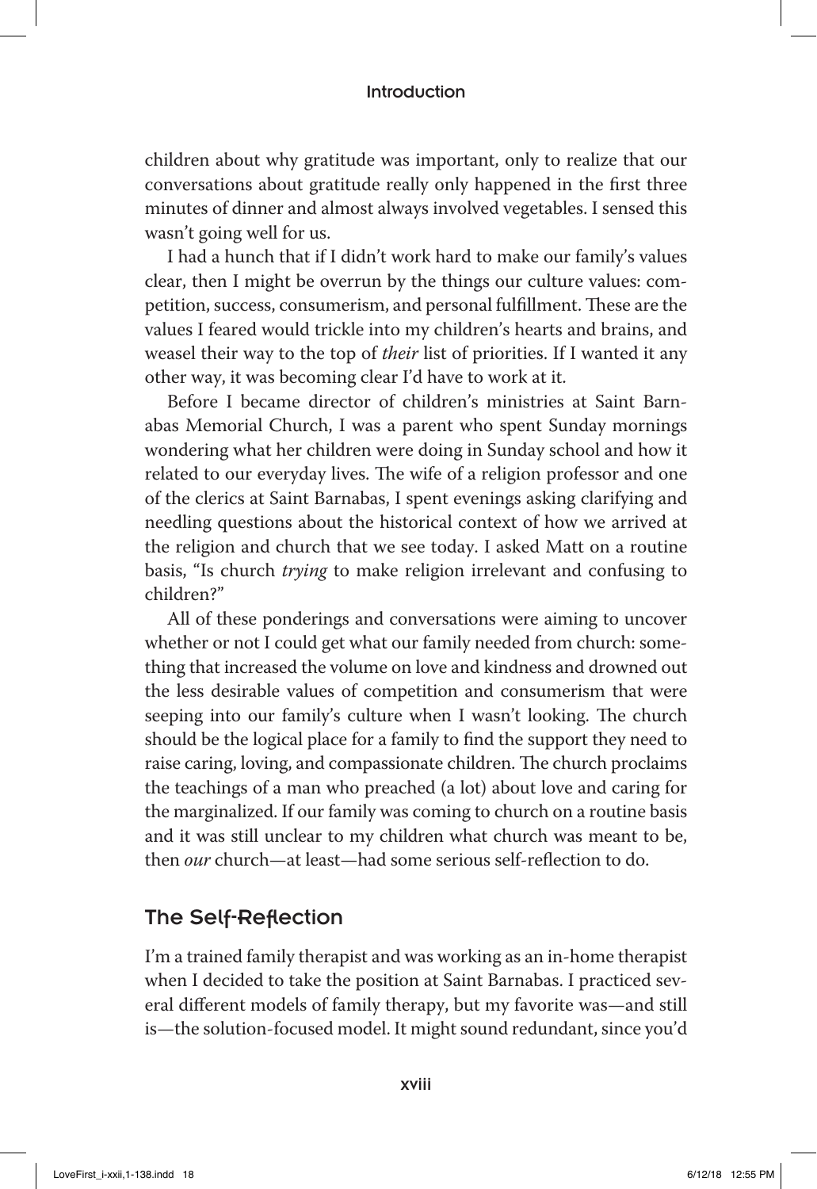children about why gratitude was important, only to realize that our conversations about gratitude really only happened in the first three minutes of dinner and almost always involved vegetables. I sensed this wasn't going well for us.

I had a hunch that if I didn't work hard to make our family's values clear, then I might be overrun by the things our culture values: competition, success, consumerism, and personal fulfillment. These are the values I feared would trickle into my children's hearts and brains, and weasel their way to the top of *their* list of priorities. If I wanted it any other way, it was becoming clear I'd have to work at it.

Before I became director of children's ministries at Saint Barnabas Memorial Church, I was a parent who spent Sunday mornings wondering what her children were doing in Sunday school and how it related to our everyday lives. The wife of a religion professor and one of the clerics at Saint Barnabas, I spent evenings asking clarifying and needling questions about the historical context of how we arrived at the religion and church that we see today. I asked Matt on a routine basis, "Is church *trying* to make religion irrelevant and confusing to children?"

All of these ponderings and conversations were aiming to uncover whether or not I could get what our family needed from church: something that increased the volume on love and kindness and drowned out the less desirable values of competition and consumerism that were seeping into our family's culture when I wasn't looking. The church should be the logical place for a family to find the support they need to raise caring, loving, and compassionate children. The church proclaims the teachings of a man who preached (a lot) about love and caring for the marginalized. If our family was coming to church on a routine basis and it was still unclear to my children what church was meant to be, then *our* church—at least—had some serious self-reflection to do.

## The Self-Reflection

I'm a trained family therapist and was working as an in-home therapist when I decided to take the position at Saint Barnabas. I practiced several different models of family therapy, but my favorite was—and still is—the solution-focused model. It might sound redundant, since you'd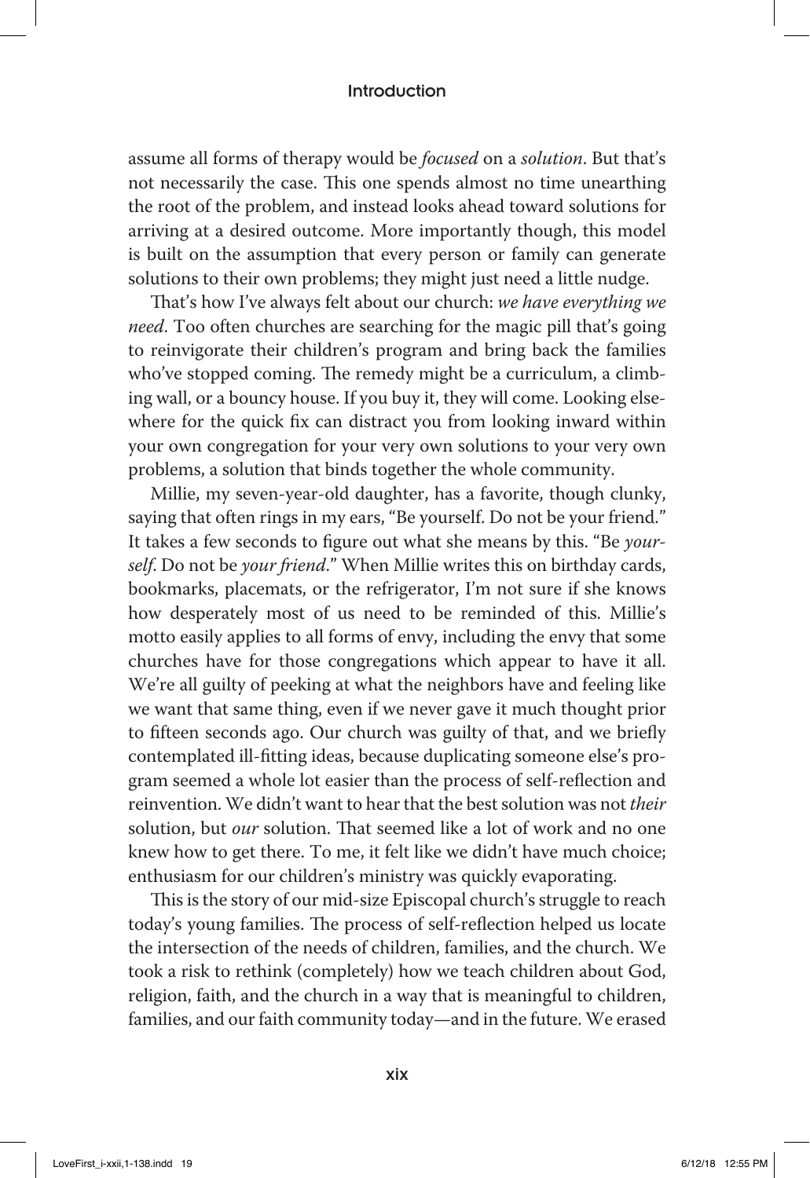assume all forms of therapy would be *focused* on a *solution*. But that's not necessarily the case. This one spends almost no time unearthing the root of the problem, and instead looks ahead toward solutions for arriving at a desired outcome. More importantly though, this model is built on the assumption that every person or family can generate solutions to their own problems; they might just need a little nudge.

That's how I've always felt about our church: *we have everything we need*. Too often churches are searching for the magic pill that's going to reinvigorate their children's program and bring back the families who've stopped coming. The remedy might be a curriculum, a climbing wall, or a bouncy house. If you buy it, they will come. Looking elsewhere for the quick fix can distract you from looking inward within your own congregation for your very own solutions to your very own problems, a solution that binds together the whole community.

Millie, my seven-year-old daughter, has a favorite, though clunky, saying that often rings in my ears, "Be yourself. Do not be your friend." It takes a few seconds to figure out what she means by this. "Be *yourself*. Do not be *your friend*." When Millie writes this on birthday cards, bookmarks, placemats, or the refrigerator, I'm not sure if she knows how desperately most of us need to be reminded of this. Millie's motto easily applies to all forms of envy, including the envy that some churches have for those congregations which appear to have it all. We're all guilty of peeking at what the neighbors have and feeling like we want that same thing, even if we never gave it much thought prior to fifteen seconds ago. Our church was guilty of that, and we briefly contemplated ill-fitting ideas, because duplicating someone else's program seemed a whole lot easier than the process of self-reflection and reinvention. We didn't want to hear that the best solution was not *their* solution, but *our* solution. That seemed like a lot of work and no one knew how to get there. To me, it felt like we didn't have much choice; enthusiasm for our children's ministry was quickly evaporating.

This is the story of our mid-size Episcopal church's struggle to reach today's young families. The process of self-reflection helped us locate the intersection of the needs of children, families, and the church. We took a risk to rethink (completely) how we teach children about God, religion, faith, and the church in a way that is meaningful to children, families, and our faith community today—and in the future. We erased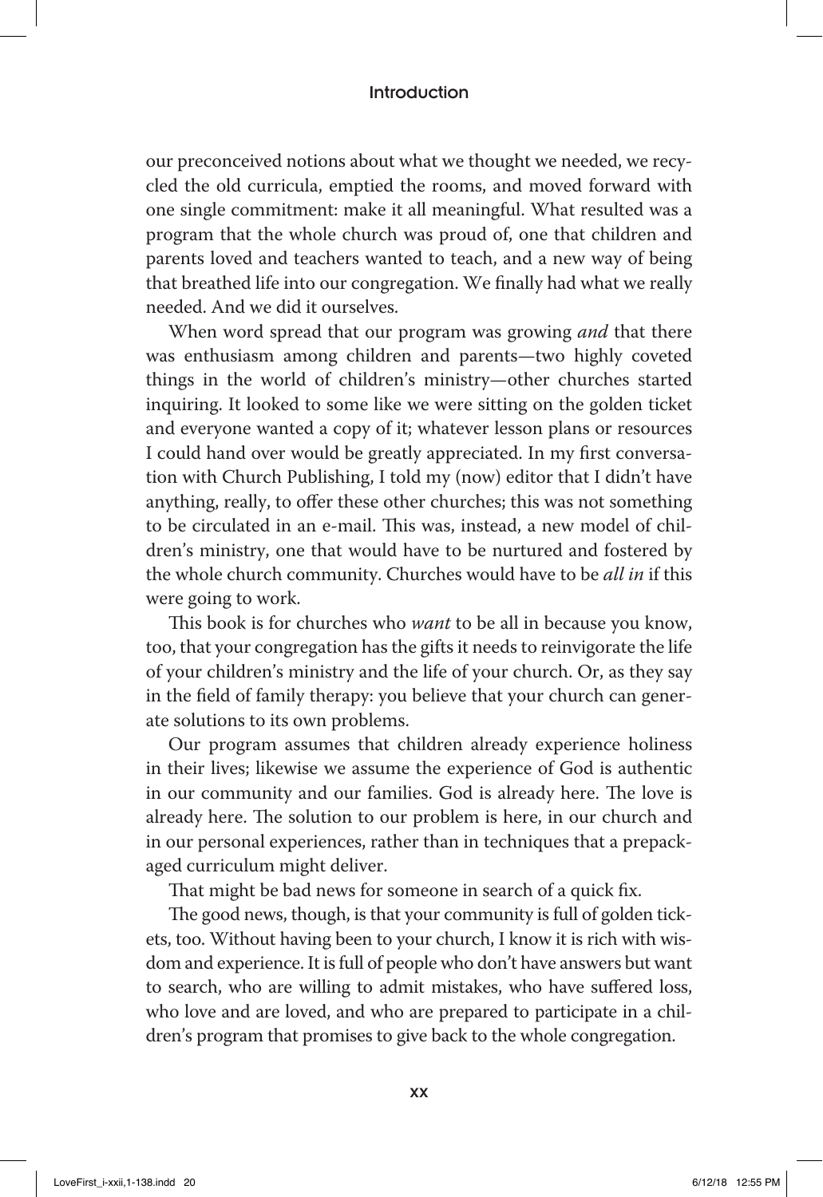our preconceived notions about what we thought we needed, we recycled the old curricula, emptied the rooms, and moved forward with one single commitment: make it all meaningful. What resulted was a program that the whole church was proud of, one that children and parents loved and teachers wanted to teach, and a new way of being that breathed life into our congregation. We finally had what we really needed. And we did it ourselves.

When word spread that our program was growing *and* that there was enthusiasm among children and parents—two highly coveted things in the world of children's ministry—other churches started inquiring. It looked to some like we were sitting on the golden ticket and everyone wanted a copy of it; whatever lesson plans or resources I could hand over would be greatly appreciated. In my first conversation with Church Publishing, I told my (now) editor that I didn't have anything, really, to offer these other churches; this was not something to be circulated in an e-mail. This was, instead, a new model of children's ministry, one that would have to be nurtured and fostered by the whole church community. Churches would have to be *all in* if this were going to work.

This book is for churches who *want* to be all in because you know, too, that your congregation has the gifts it needs to reinvigorate the life of your children's ministry and the life of your church. Or, as they say in the field of family therapy: you believe that your church can generate solutions to its own problems.

Our program assumes that children already experience holiness in their lives; likewise we assume the experience of God is authentic in our community and our families. God is already here. The love is already here. The solution to our problem is here, in our church and in our personal experiences, rather than in techniques that a prepackaged curriculum might deliver.

That might be bad news for someone in search of a quick fix.

The good news, though, is that your community is full of golden tickets, too. Without having been to your church, I know it is rich with wisdom and experience. It is full of people who don't have answers but want to search, who are willing to admit mistakes, who have suffered loss, who love and are loved, and who are prepared to participate in a children's program that promises to give back to the whole congregation.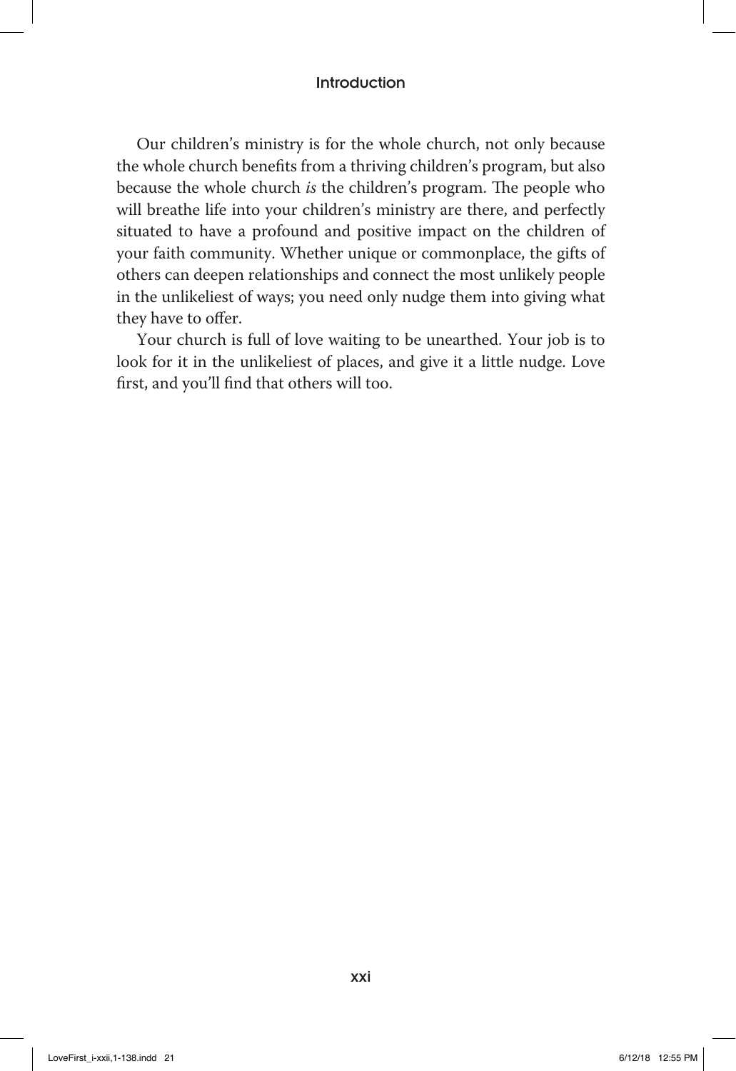Our children's ministry is for the whole church, not only because the whole church benefits from a thriving children's program, but also because the whole church *is* the children's program. The people who will breathe life into your children's ministry are there, and perfectly situated to have a profound and positive impact on the children of your faith community. Whether unique or commonplace, the gifts of others can deepen relationships and connect the most unlikely people in the unlikeliest of ways; you need only nudge them into giving what they have to offer.

Your church is full of love waiting to be unearthed. Your job is to look for it in the unlikeliest of places, and give it a little nudge. Love first, and you'll find that others will too.